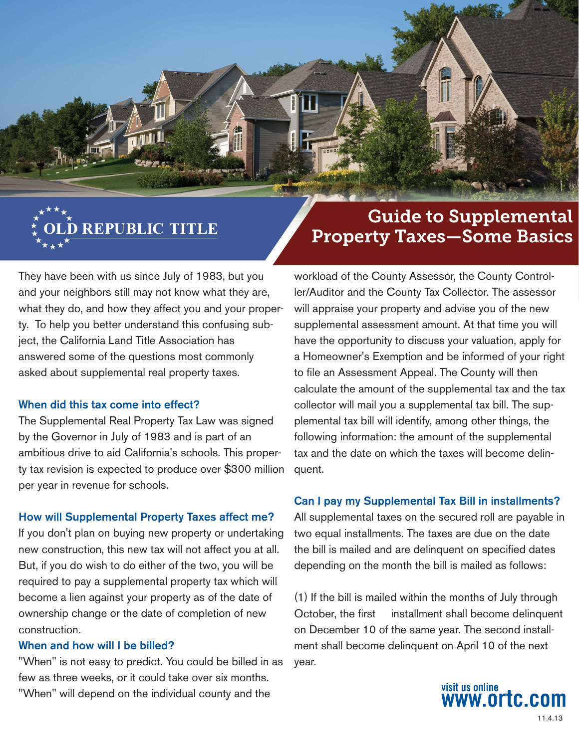OLD REPUBLIC TITLE

# Guide to Supplemental Property Taxes—Some Basics

They have been with us since July of 1983, but you and your neighbors still may not know what they are, what they do, and how they affect you and your property. To help you better understand this confusing subject, the California Land Title Association has answered some of the questions most commonly asked about supplemental real property taxes.

### When did this tax come into effect?

The Supplemental Real Property Tax Law was signed by the Governor in July of 1983 and is part of an ambitious drive to aid California's schools. This property tax revision is expected to produce over $300 million per year in revenue for schools.

### How will Supplemental Property Taxes affect me?

If you don't plan on buying new property or undertaking new construction, this new tax will not affect you at all. But, if you do wish to do either of the two, you will be required to pay a supplemental property tax which will become a lien against your property as of the date of ownership change or the date of completion of new construction.

### When and how will I be billed?

"When" is not easy to predict. You could be billed in as few as three weeks, or it could take over six months. "When" will depend on the individual county and the workload of the County Assessor, the County Controller/Auditor and the County Tax Collector. The assessor will appraise your property and advise you of the new supplemental assessment amount. At that time you will have the opportunity to discuss your valuation, apply for a Homeowner's Exemption and be informed of your right to file an Assessment Appeal. The County will then calculate the amount of the supplemental tax and the tax collector will mail you a supplemental tax bill. The supplemental tax bill will identify, among other things, the following information: the amount of the supplemental tax and the date on which the taxes will become delinquent.

### Can I pay my Supplemental Tax Bill in installments?

All supplemental taxes on the secured roll are payable in two equal installments. The taxes are due on the date the bill is mailed and are delinquent on specified dates depending on the month the bill is mailed as follows:

(1) If the bill is mailed within the months of July through October, the first installment shall become delinquent on December 10 of the same year. The second installment shall become delinquent on April 10 of the next year.

visit us online www.ortc.com

11.4.13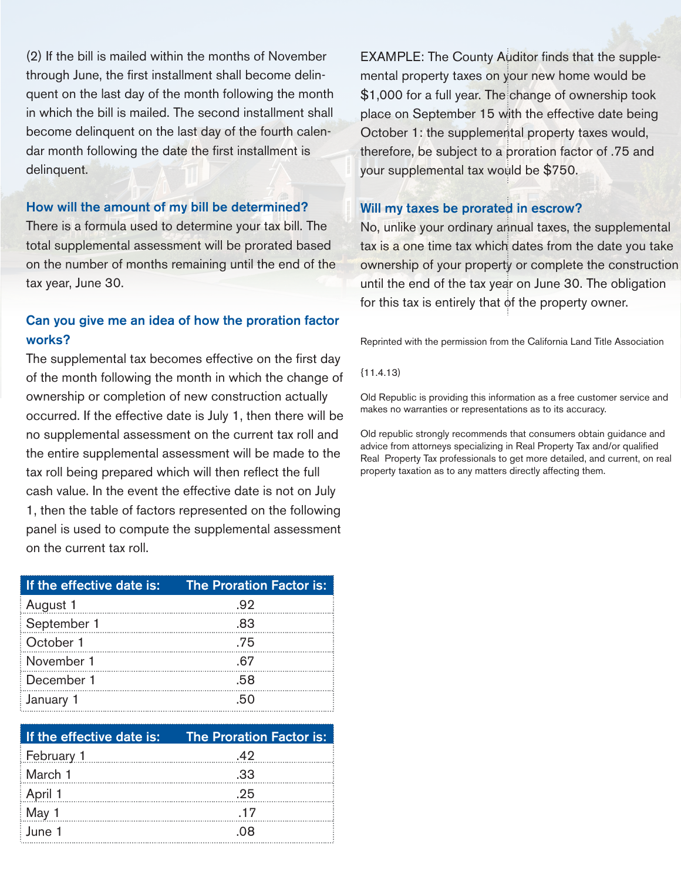(2) If the bill is mailed within the months of November through June, the first installment shall become delinquent on the last day of the month following the month in which the bill is mailed. The second installment shall become delinquent on the last day of the fourth calendar month following the date the first installment is delinquent.

### How will the amount of my bill be determined?

There is a formula used to determine your tax bill. The total supplemental assessment will be prorated based on the number of months remaining until the end of the tax year, June 30.

### Can you give me an idea of how the proration factor works?

The supplemental tax becomes effective on the first day of the month following the month in which the change of ownership or completion of new construction actually occurred. If the effective date is July 1, then there will be no supplemental assessment on the current tax roll and the entire supplemental assessment will be made to the tax roll being prepared which will then reflect the full cash value. In the event the effective date is not on July 1, then the table of factors represented on the following panel is used to compute the supplemental assessment on the current tax roll.

| If the effective date is: | The Proration Factor is: |
|---|---|
| August 1 | .92 |
| September 1 | .83 |
| October 1 | .75 |
| November 1 | .67 |
| December 1 | .58 |
| January 1 | .50 |
| February 1 | .42 |
| March 1 | .33 |
| April 1 | .25 |
| May 1 | .17 |
| June 1 | .08 |

EXAMPLE: The County Auditor finds that the supplemental property taxes on your new home would be $1,000 for a full year. The change of ownership took place on September 15 with the effective date being October 1: the supplemental property taxes would, therefore, be subject to a proration factor of .75 and your supplemental tax would be $750.

### Will my taxes be prorated in escrow?

No, unlike your ordinary annual taxes, the supplemental tax is a one time tax which dates from the date you take ownership of your property or complete the construction until the end of the tax year on June 30. The obligation for this tax is entirely that of the property owner.

Reprinted with the permission from the California Land Title Association

{11.4.13)

Old Republic is providing this information as a free customer service and makes no warranties or representations as to its accuracy.

Old republic strongly recommends that consumers obtain guidance and advice from attorneys specializing in Real Property Tax and/or qualified Real Property Tax professionals to get more detailed, and current, on real property taxation as to any matters directly affecting them.